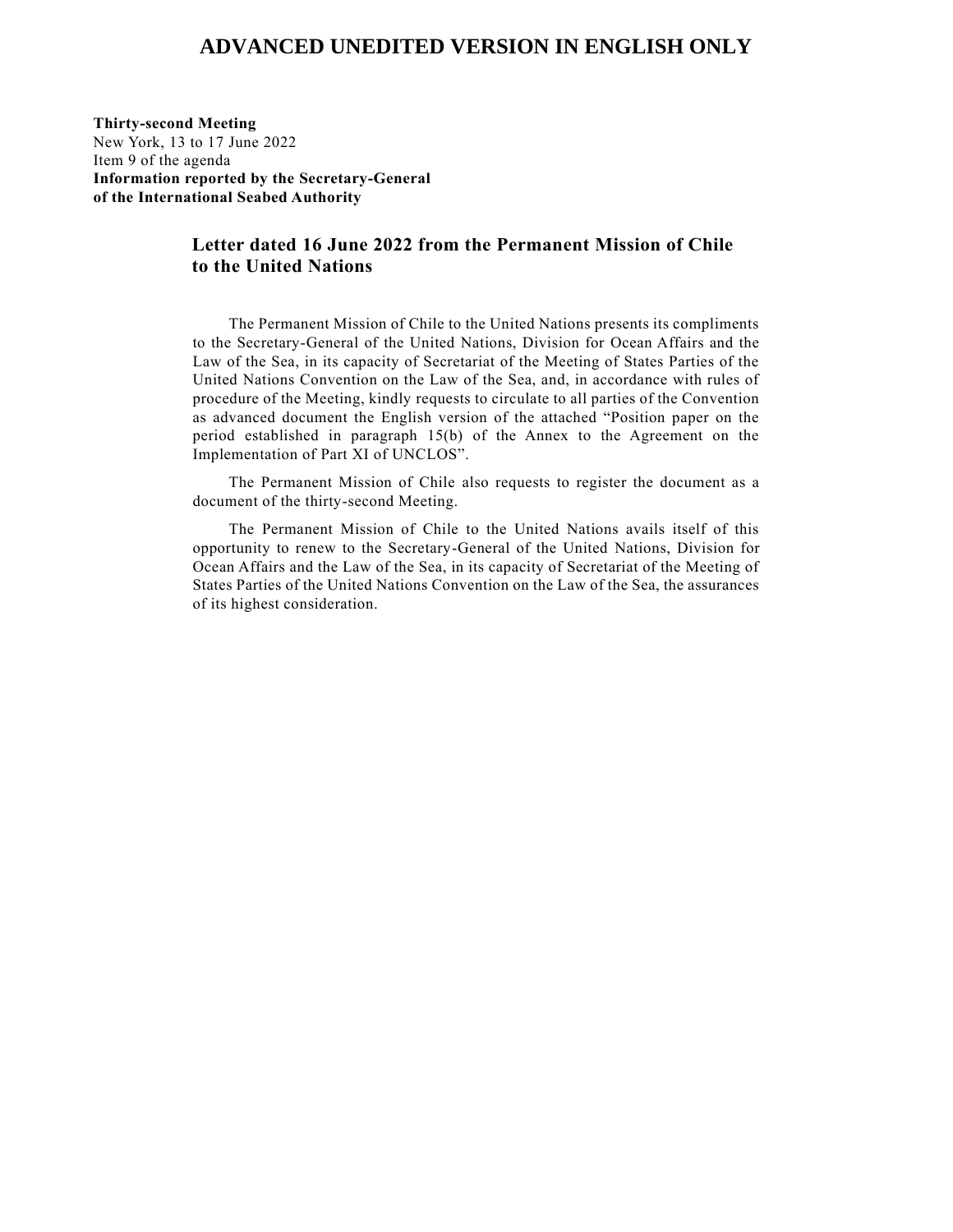# ADVANCED UNEDITED VERSION IN ENGLISH ONLY

**Thirty-second Meeting**
New York, 13 to 17 June 2022
Item 9 of the agenda
**Information reported by the Secretary-General of the International Seabed Authority**

## Letter dated 16 June 2022 from the Permanent Mission of Chile to the United Nations

The Permanent Mission of Chile to the United Nations presents its compliments to the Secretary-General of the United Nations, Division for Ocean Affairs and the Law of the Sea, in its capacity of Secretariat of the Meeting of States Parties of the United Nations Convention on the Law of the Sea, and, in accordance with rules of procedure of the Meeting, kindly requests to circulate to all parties of the Convention as advanced document the English version of the attached "Position paper on the period established in paragraph 15(b) of the Annex to the Agreement on the Implementation of Part XI of UNCLOS".

The Permanent Mission of Chile also requests to register the document as a document of the thirty-second Meeting.

The Permanent Mission of Chile to the United Nations avails itself of this opportunity to renew to the Secretary-General of the United Nations, Division for Ocean Affairs and the Law of the Sea, in its capacity of Secretariat of the Meeting of States Parties of the United Nations Convention on the Law of the Sea, the assurances of its highest consideration.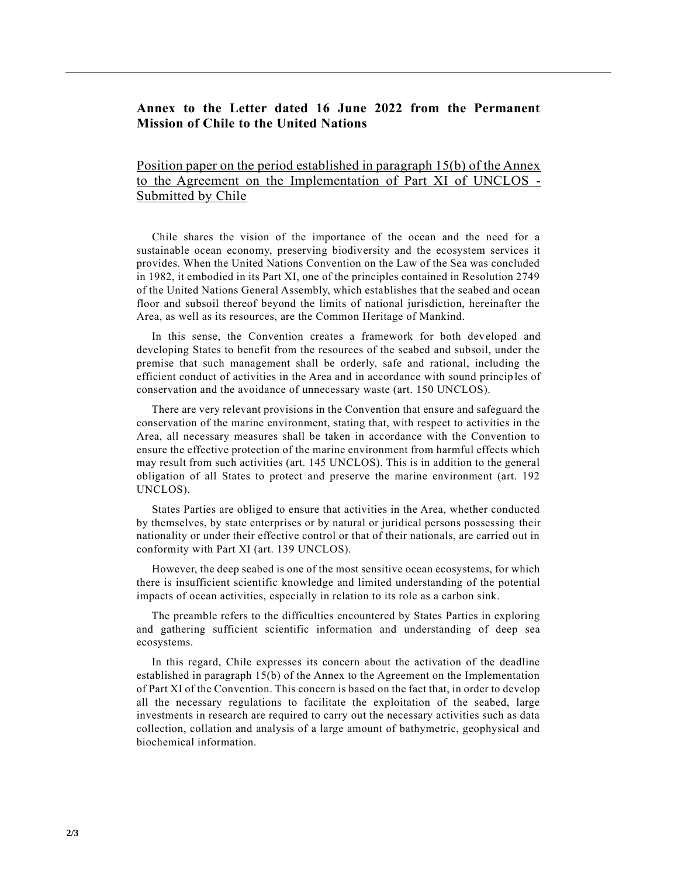## Annex to the Letter dated 16 June 2022 from the Permanent Mission of Chile to the United Nations

Position paper on the period established in paragraph 15(b) of the Annex to the Agreement on the Implementation of Part XI of UNCLOS - Submitted by Chile

Chile shares the vision of the importance of the ocean and the need for a sustainable ocean economy, preserving biodiversity and the ecosystem services it provides. When the United Nations Convention on the Law of the Sea was concluded in 1982, it embodied in its Part XI, one of the principles contained in Resolution 2749 of the United Nations General Assembly, which establishes that the seabed and ocean floor and subsoil thereof beyond the limits of national jurisdiction, hereinafter the Area, as well as its resources, are the Common Heritage of Mankind.

In this sense, the Convention creates a framework for both developed and developing States to benefit from the resources of the seabed and subsoil, under the premise that such management shall be orderly, safe and rational, including the efficient conduct of activities in the Area and in accordance with sound principles of conservation and the avoidance of unnecessary waste (art. 150 UNCLOS).

There are very relevant provisions in the Convention that ensure and safeguard the conservation of the marine environment, stating that, with respect to activities in the Area, all necessary measures shall be taken in accordance with the Convention to ensure the effective protection of the marine environment from harmful effects which may result from such activities (art. 145 UNCLOS). This is in addition to the general obligation of all States to protect and preserve the marine environment (art. 192 UNCLOS).

States Parties are obliged to ensure that activities in the Area, whether conducted by themselves, by state enterprises or by natural or juridical persons possessing their nationality or under their effective control or that of their nationals, are carried out in conformity with Part XI (art. 139 UNCLOS).

However, the deep seabed is one of the most sensitive ocean ecosystems, for which there is insufficient scientific knowledge and limited understanding of the potential impacts of ocean activities, especially in relation to its role as a carbon sink.

The preamble refers to the difficulties encountered by States Parties in exploring and gathering sufficient scientific information and understanding of deep sea ecosystems.

In this regard, Chile expresses its concern about the activation of the deadline established in paragraph 15(b) of the Annex to the Agreement on the Implementation of Part XI of the Convention. This concern is based on the fact that, in order to develop all the necessary regulations to facilitate the exploitation of the seabed, large investments in research are required to carry out the necessary activities such as data collection, collation and analysis of a large amount of bathymetric, geophysical and biochemical information.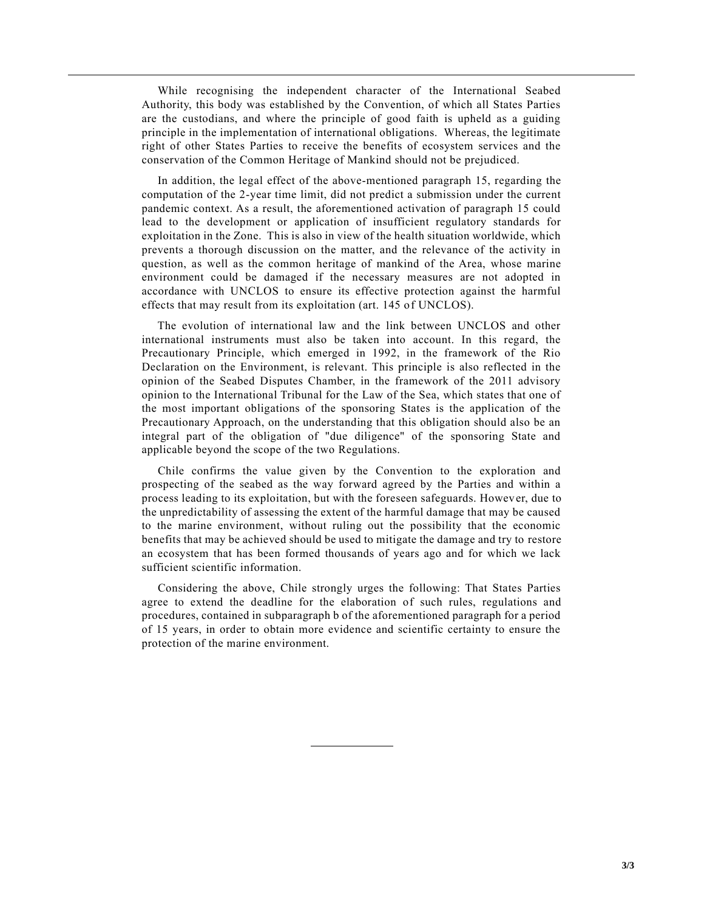While recognising the independent character of the International Seabed Authority, this body was established by the Convention, of which all States Parties are the custodians, and where the principle of good faith is upheld as a guiding principle in the implementation of international obligations. Whereas, the legitimate right of other States Parties to receive the benefits of ecosystem services and the conservation of the Common Heritage of Mankind should not be prejudiced.

In addition, the legal effect of the above-mentioned paragraph 15, regarding the computation of the 2-year time limit, did not predict a submission under the current pandemic context. As a result, the aforementioned activation of paragraph 15 could lead to the development or application of insufficient regulatory standards for exploitation in the Zone. This is also in view of the health situation worldwide, which prevents a thorough discussion on the matter, and the relevance of the activity in question, as well as the common heritage of mankind of the Area, whose marine environment could be damaged if the necessary measures are not adopted in accordance with UNCLOS to ensure its effective protection against the harmful effects that may result from its exploitation (art. 145 of UNCLOS).

The evolution of international law and the link between UNCLOS and other international instruments must also be taken into account. In this regard, the Precautionary Principle, which emerged in 1992, in the framework of the Rio Declaration on the Environment, is relevant. This principle is also reflected in the opinion of the Seabed Disputes Chamber, in the framework of the 2011 advisory opinion to the International Tribunal for the Law of the Sea, which states that one of the most important obligations of the sponsoring States is the application of the Precautionary Approach, on the understanding that this obligation should also be an integral part of the obligation of "due diligence" of the sponsoring State and applicable beyond the scope of the two Regulations.

Chile confirms the value given by the Convention to the exploration and prospecting of the seabed as the way forward agreed by the Parties and within a process leading to its exploitation, but with the foreseen safeguards. However, due to the unpredictability of assessing the extent of the harmful damage that may be caused to the marine environment, without ruling out the possibility that the economic benefits that may be achieved should be used to mitigate the damage and try to restore an ecosystem that has been formed thousands of years ago and for which we lack sufficient scientific information.

Considering the above, Chile strongly urges the following: That States Parties agree to extend the deadline for the elaboration of such rules, regulations and procedures, contained in subparagraph b of the aforementioned paragraph for a period of 15 years, in order to obtain more evidence and scientific certainty to ensure the protection of the marine environment.